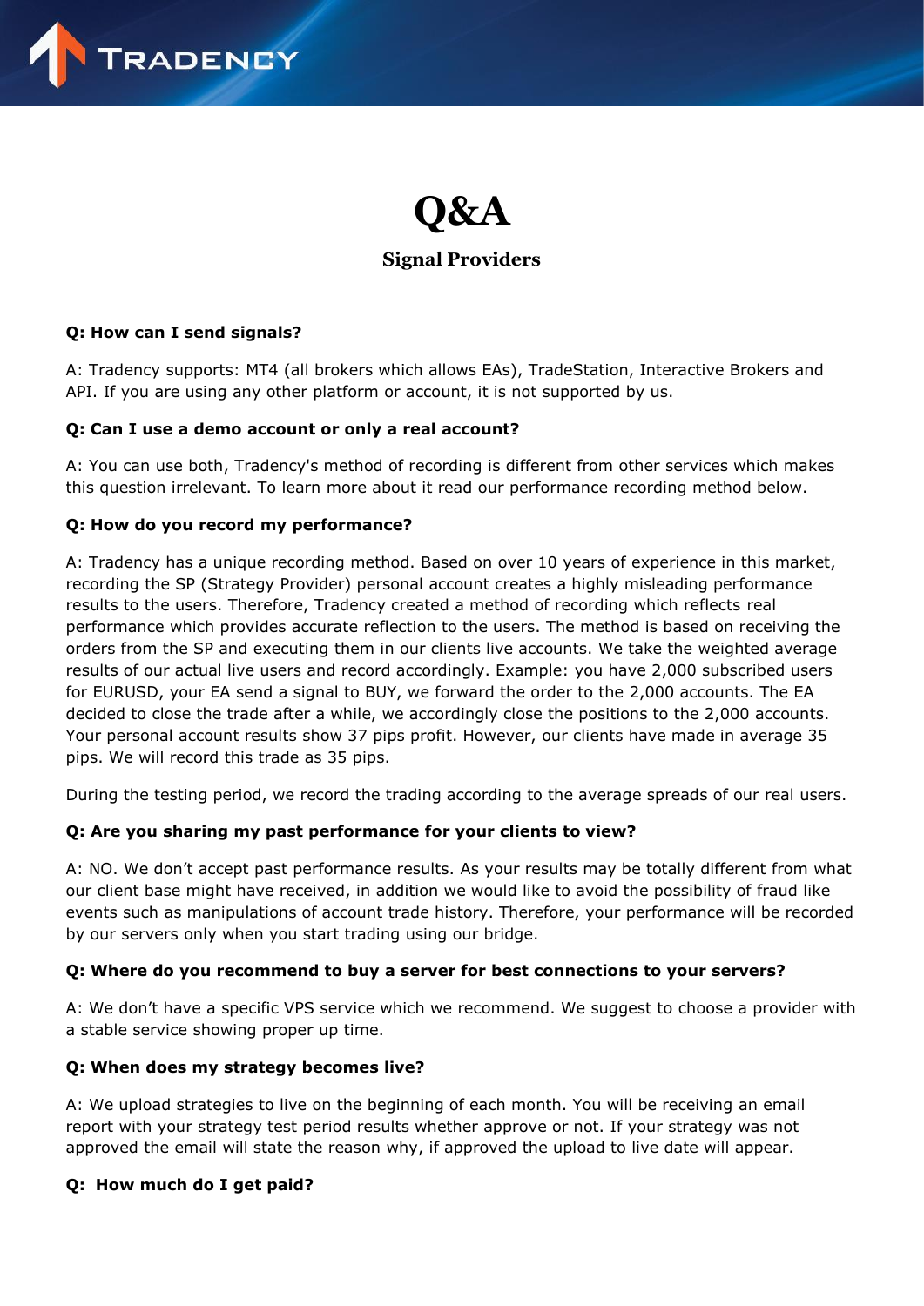# Q&A

## Signal Providers

**Q: How can I send signals?**

A: Tradency supports: MT4 (all brokers which allows EAs), TradeStation, Interactive Brokers and API. If you are using any other platform or account, it is not supported by us.

**Q: Can I use a demo account or only a real account?**

A: You can use both, Tradency's method of recording is different from other services which makes this question irrelevant. To learn more about it read our performance recording method below.

**Q: How do you record my performance?**

A: Tradency has a unique recording method. Based on over 10 years of experience in this market, recording the SP (Strategy Provider) personal account creates a highly misleading performance results to the users. Therefore, Tradency created a method of recording which reflects real performance which provides accurate reflection to the users. The method is based on receiving the orders from the SP and executing them in our clients live accounts. We take the weighted average results of our actual live users and record accordingly. Example: you have 2,000 subscribed users for EURUSD, your EA send a signal to BUY, we forward the order to the 2,000 accounts. The EA decided to close the trade after a while, we accordingly close the positions to the 2,000 accounts. Your personal account results show 37 pips profit. However, our clients have made in average 35 pips. We will record this trade as 35 pips.

During the testing period, we record the trading according to the average spreads of our real users.

**Q: Are you sharing my past performance for your clients to view?**

A: NO. We don't accept past performance results. As your results may be totally different from what our client base might have received, in addition we would like to avoid the possibility of fraud like events such as manipulations of account trade history. Therefore, your performance will be recorded by our servers only when you start trading using our bridge.

**Q: Where do you recommend to buy a server for best connections to your servers?**

A: We don't have a specific VPS service which we recommend. We suggest to choose a provider with a stable service showing proper up time.

**Q: When does my strategy becomes live?**

A: We upload strategies to live on the beginning of each month. You will be receiving an email report with your strategy test period results whether approve or not. If your strategy was not approved the email will state the reason why, if approved the upload to live date will appear.

**Q: How much do I get paid?**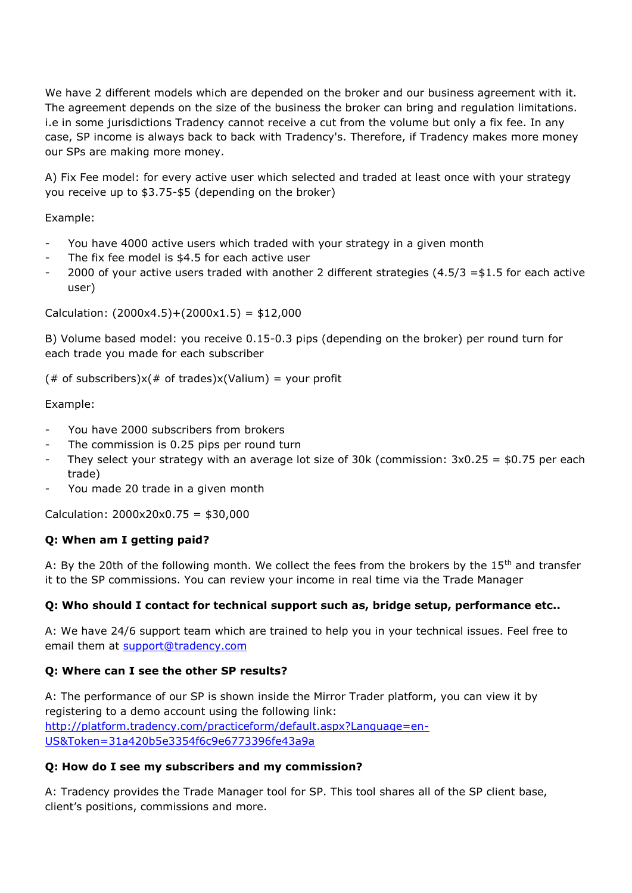We have 2 different models which are depended on the broker and our business agreement with it. The agreement depends on the size of the business the broker can bring and regulation limitations. i.e in some jurisdictions Tradency cannot receive a cut from the volume but only a fix fee. In any case, SP income is always back to back with Tradency's. Therefore, if Tradency makes more money our SPs are making more money.

A) Fix Fee model: for every active user which selected and traded at least once with your strategy you receive up to \$3.75-\$5 (depending on the broker)

Example:

- You have 4000 active users which traded with your strategy in a given month
- The fix fee model is \$4.5 for each active user
- 2000 of your active users traded with another 2 different strategies (4.5/3 =\$1.5 for each active user)

Calculation: (2000x4.5)+(2000x1.5) = \$12,000

B) Volume based model: you receive 0.15-0.3 pips (depending on the broker) per round turn for each trade you made for each subscriber

(# of subscribers)x(# of trades)x(Valium) = your profit

Example:

- You have 2000 subscribers from brokers
- The commission is 0.25 pips per round turn
- They select your strategy with an average lot size of 30k (commission: 3x0.25 = \$0.75 per each trade)
- You made 20 trade in a given month

Calculation: 2000x20x0.75 = \$30,000

**Q: When am I getting paid?**

A: By the 20th of the following month. We collect the fees from the brokers by the 15th and transfer it to the SP commissions. You can review your income in real time via the Trade Manager

**Q: Who should I contact for technical support such as, bridge setup, performance etc..**

A: We have 24/6 support team which are trained to help you in your technical issues. Feel free to email them at [support@tradency.com](mailto:support@tradency.com)

**Q: Where can I see the other SP results?**

A: The performance of our SP is shown inside the Mirror Trader platform, you can view it by registering to a demo account using the following link: [http://platform.tradency.com/practiceform/default.aspx?Language=en-US&Token=31a420b5e3354f6c9e6773396fe43a9a](http://platform.tradency.com/practiceform/default.aspx?Language=en-US&Token=31a420b5e3354f6c9e6773396fe43a9a)

**Q: How do I see my subscribers and my commission?**

A: Tradency provides the Trade Manager tool for SP. This tool shares all of the SP client base, client's positions, commissions and more.